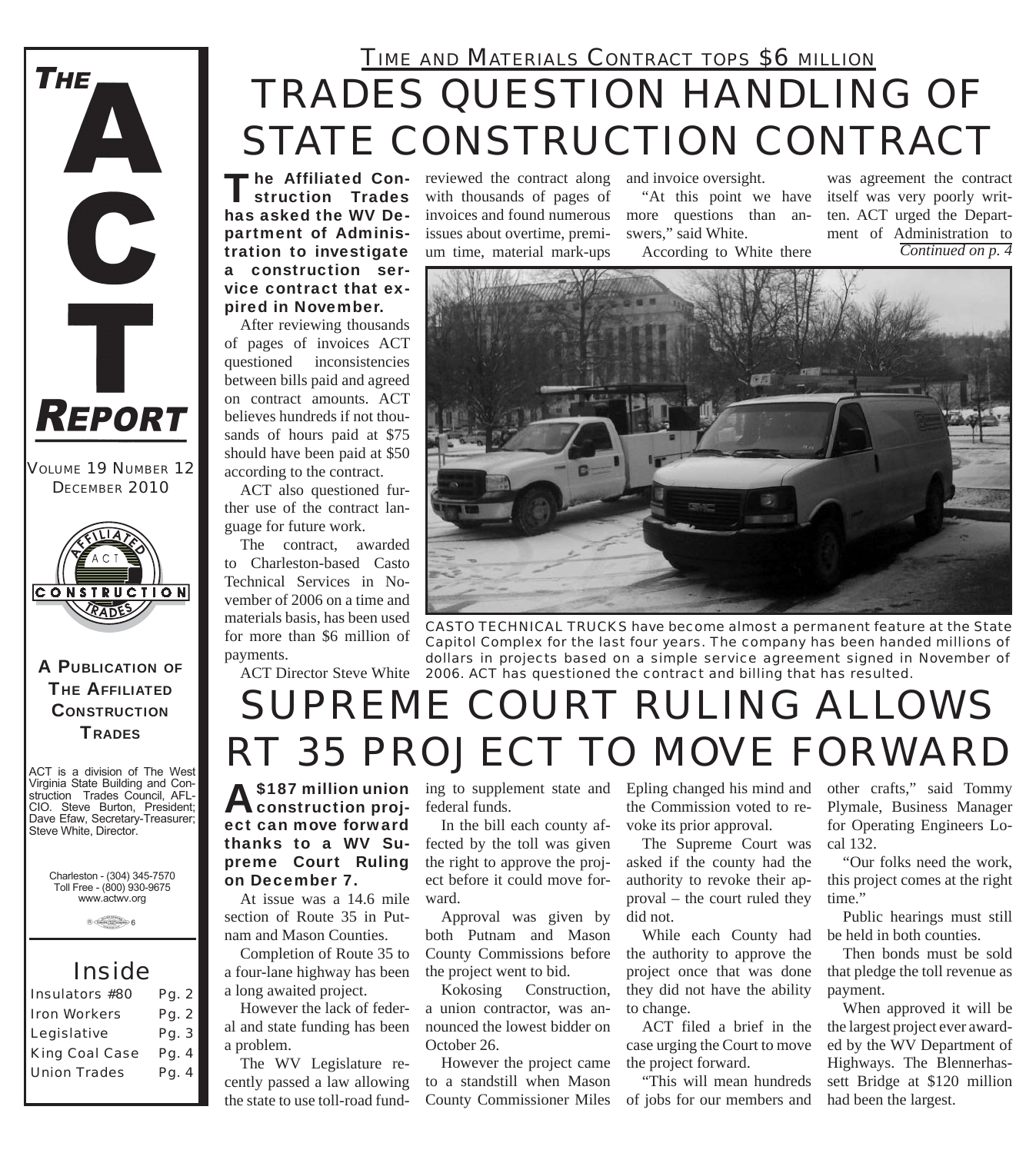# THE ACT REPORT

VOLUME 19 NUMBER 12
DECEMBER 2010

**A PUBLICATION OF THE AFFILIATED CONSTRUCTION TRADES**

ACT is a division of The West Virginia State Building and Construction Trades Council, AFL-CIO. Steve Burton, President; Dave Efaw, Secretary-Treasurer; Steve White, Director.

Charleston - (304) 345-7570
Toll Free - (800) 930-9675
www.actwv.org

## Inside

| | |
|---|---|
| Insulators #80 | Pg. 2 |
| Iron Workers | Pg. 2 |
| Legislative | Pg. 3 |
| King Coal Case | Pg. 4 |
| Union Trades | Pg. 4 |

### TIME AND MATERIALS CONTRACT TOPS $6 MILLION

# TRADES QUESTION HANDLING OF STATE CONSTRUCTION CONTRACT

**The Affiliated Construction Trades has asked the WV Department of Administration to investigate a construction service contract that expired in November.**

After reviewing thousands of pages of invoices ACT questioned inconsistencies between bills paid and agreed on contract amounts. ACT believes hundreds if not thousands of hours paid at $75 should have been paid at $50 according to the contract.

ACT also questioned further use of the contract language for future work.

The contract, awarded to Charleston-based Casto Technical Services in November of 2006 on a time and materials basis, has been used for more than $6 million of payments.

ACT Director Steve White reviewed the contract along with thousands of pages of invoices and found numerous issues about overtime, premium time, material mark-ups and invoice oversight.

"At this point we have more questions than answers," said White.

According to White there was agreement the contract itself was very poorly written. ACT urged the Department of Administration to

*Continued on p. 4*

CASTO TECHNICAL TRUCKS have become almost a permanent feature at the State Capitol Complex for the last four years. The company has been handed millions of dollars in projects based on a simple service agreement signed in November of 2006. ACT has questioned the contract and billing that has resulted.

# SUPREME COURT RULING ALLOWS RT 35 PROJECT TO MOVE FORWARD

**A $187 million union construction project can move forward thanks to a WV Supreme Court Ruling on December 7.**

At issue was a 14.6 mile section of Route 35 in Putnam and Mason Counties.

Completion of Route 35 to a four-lane highway has been a long awaited project.

However the lack of federal and state funding has been a problem.

The WV Legislature recently passed a law allowing the state to use toll-road funding to supplement state and federal funds.

In the bill each county affected by the toll was given the right to approve the project before it could move forward.

Approval was given by both Putnam and Mason County Commissions before the project went to bid.

Kokosing Construction, a union contractor, was announced the lowest bidder on October 26.

However the project came to a standstill when Mason County Commissioner Miles Epling changed his mind and the Commission voted to revoke its prior approval.

The Supreme Court was asked if the county had the authority to revoke their approval – the court ruled they did not.

While each County had the authority to approve the project once that was done they did not have the ability to change.

ACT filed a brief in the case urging the Court to move the project forward.

"This will mean hundreds of jobs for our members and other crafts," said Tommy Plymale, Business Manager for Operating Engineers Local 132.

"Our folks need the work, this project comes at the right time."

Public hearings must still be held in both counties.

Then bonds must be sold that pledge the toll revenue as payment.

When approved it will be the largest project ever awarded by the WV Department of Highways. The Blennerhassett Bridge at $120 million had been the largest.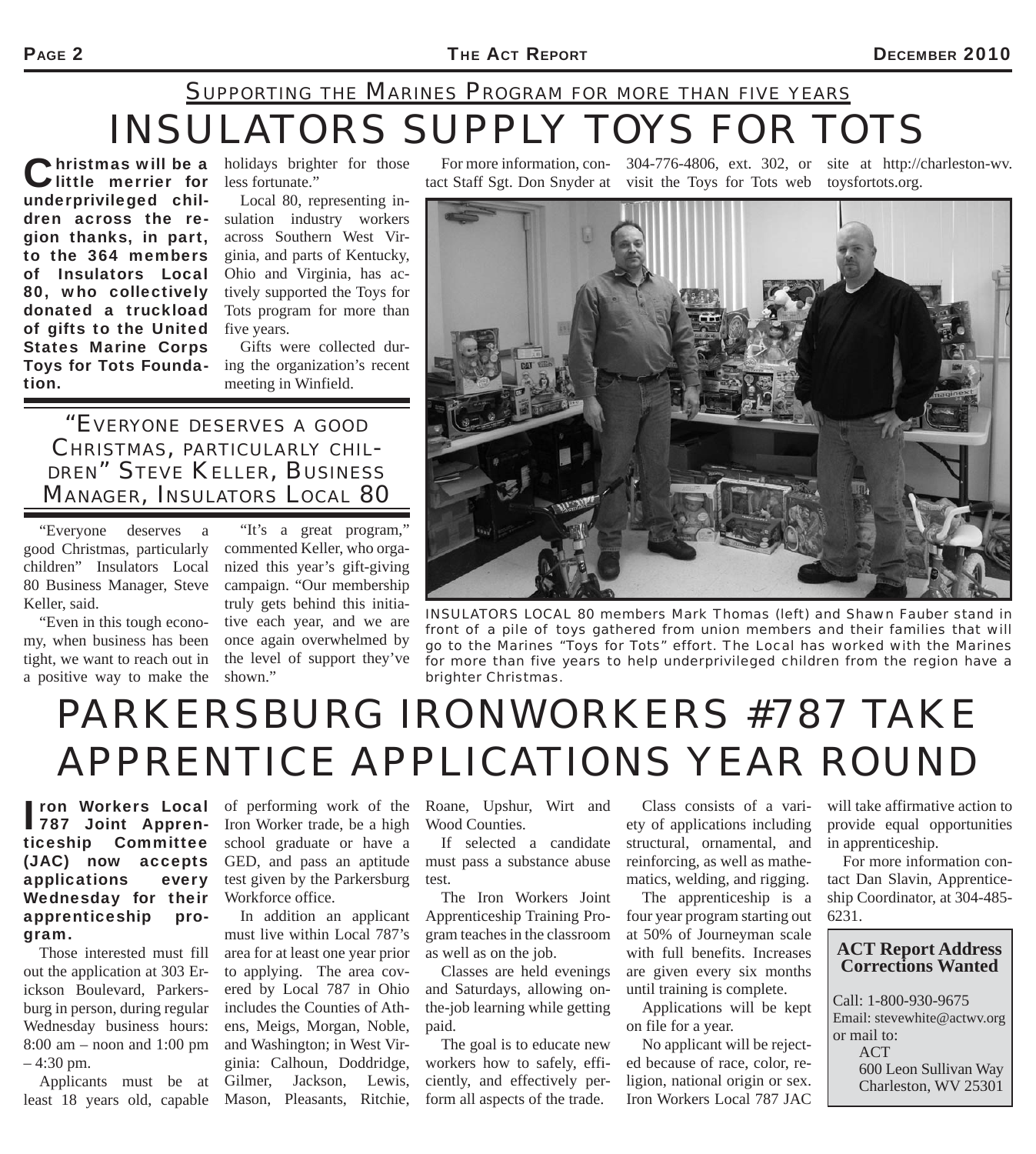## Supporting the Marines Program for more than five years

# INSULATORS SUPPLY TOYS FOR TOTS

**Christmas will be a little merrier for underprivileged children across the region thanks, in part, to the 364 members of Insulators Local 80, who collectively donated a truckload of gifts to the United States Marine Corps Toys for Tots Foundation.**

holidays brighter for those less fortunate."

Local 80, representing insulation industry workers across Southern West Virginia, and parts of Kentucky, Ohio and Virginia, has actively supported the Toys for Tots program for more than five years.

Gifts were collected during the organization's recent meeting in Winfield.

For more information, contact Staff Sgt. Don Snyder at 304-776-4806, ext. 302, or visit the Toys for Tots web site at http://charleston-wv.toysfortots.org.

### "Everyone deserves a good Christmas, particularly children" Steve Keller, Business Manager, Insulators Local 80

"Everyone deserves a good Christmas, particularly children" Insulators Local 80 Business Manager, Steve Keller, said.

"Even in this tough economy, when business has been tight, we want to reach out in a positive way to make the

"It's a great program," commented Keller, who organized this year's gift-giving campaign. "Our membership truly gets behind this initiative each year, and we are once again overwhelmed by the level of support they've shown."

INSULATORS LOCAL 80 members Mark Thomas (left) and Shawn Fauber stand in front of a pile of toys gathered from union members and their families that will go to the Marines "Toys for Tots" effort. The Local has worked with the Marines for more than five years to help underprivileged children from the region have a brighter Christmas.

# PARKERSBURG IRONWORKERS #787 TAKE APPRENTICE APPLICATIONS YEAR ROUND

**Iron Workers Local 787 Joint Apprenticeship Committee (JAC) now accepts applications every Wednesday for their apprenticeship program.**

Those interested must fill out the application at 303 Erickson Boulevard, Parkersburg in person, during regular Wednesday business hours: 8:00 am – noon and 1:00 pm – 4:30 pm.

Applicants must be at least 18 years old, capable of performing work of the Iron Worker trade, be a high school graduate or have a GED, and pass an aptitude test given by the Parkersburg Workforce office.

In addition an applicant must live within Local 787's area for at least one year prior to applying. The area covered by Local 787 in Ohio includes the Counties of Athens, Meigs, Morgan, Noble, and Washington; in West Virginia: Calhoun, Doddridge, Gilmer, Jackson, Lewis, Mason, Pleasants, Ritchie, Roane, Upshur, Wirt and Wood Counties.

If selected a candidate must pass a substance abuse test.

The Iron Workers Joint Apprenticeship Training Program teaches in the classroom as well as on the job.

Classes are held evenings and Saturdays, allowing on-the-job learning while getting paid.

The goal is to educate new workers how to safely, efficiently, and effectively perform all aspects of the trade.

Class consists of a variety of applications including structural, ornamental, and reinforcing, as well as mathematics, welding, and rigging.

The apprenticeship is a four year program starting out at 50% of Journeyman scale with full benefits. Increases are given every six months until training is complete.

Applications will be kept on file for a year.

No applicant will be rejected because of race, color, religion, national origin or sex. Iron Workers Local 787 JAC will take affirmative action to provide equal opportunities in apprenticeship.

For more information contact Dan Slavin, Apprenticeship Coordinator, at 304-485-6231.

**ACT Report Address Corrections Wanted**

Call: 1-800-930-9675
Email: stevewhite@actwv.org
or mail to:
ACT
600 Leon Sullivan Way
Charleston, WV 25301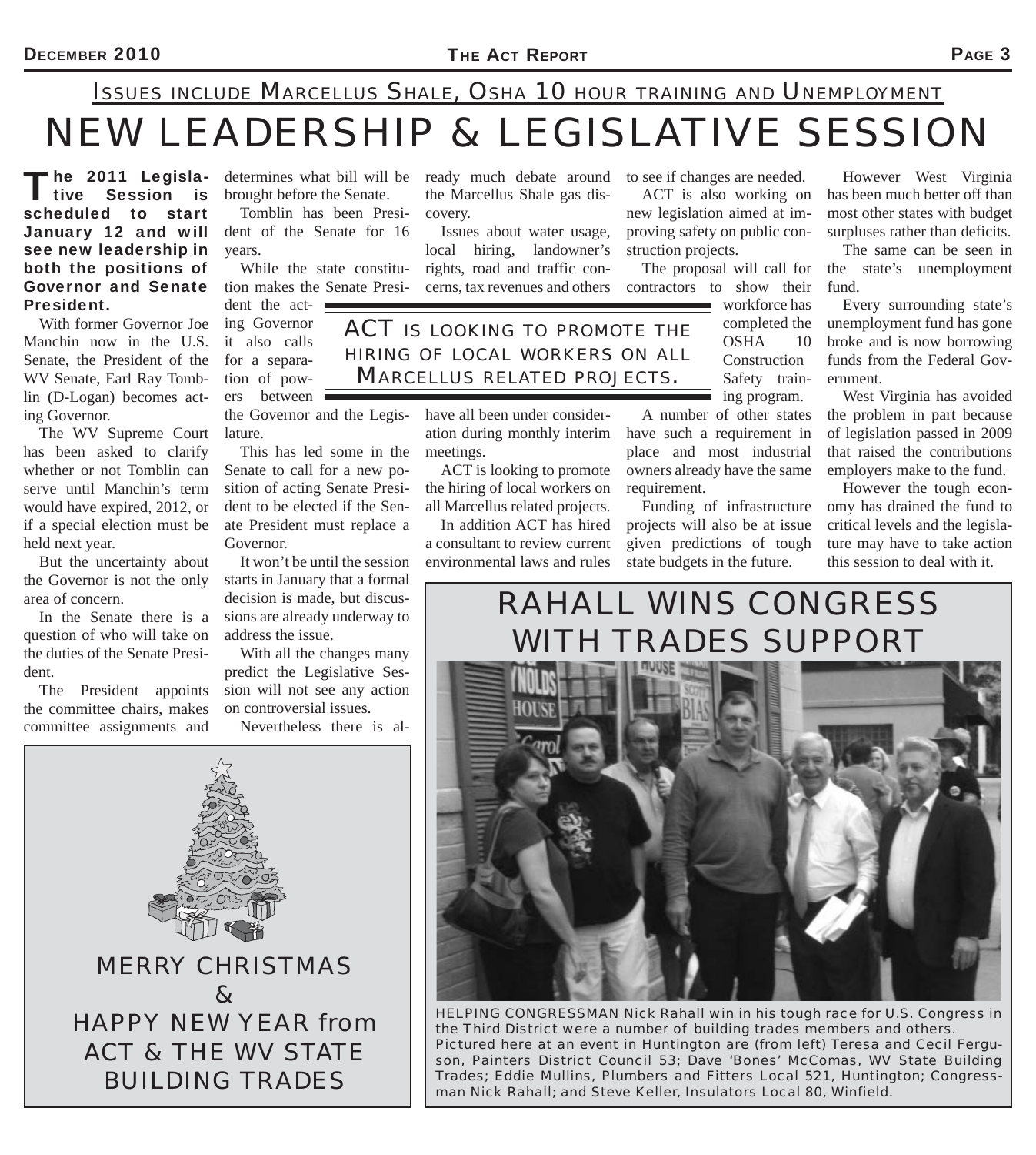ISSUES INCLUDE MARCELLUS SHALE, OSHA 10 HOUR TRAINING AND UNEMPLOYMENT

# NEW LEADERSHIP & LEGISLATIVE SESSION

**The 2011 Legislative Session is scheduled to start January 12 and will see new leadership in both the positions of Governor and Senate President.**

With former Governor Joe Manchin now in the U.S. Senate, the President of the WV Senate, Earl Ray Tomblin (D-Logan) becomes acting Governor.

The WV Supreme Court has been asked to clarify whether or not Tomblin can serve until Manchin's term would have expired, 2012, or if a special election must be held next year.

But the uncertainty about the Governor is not the only area of concern.

In the Senate there is a question of who will take on the duties of the Senate President.

The President appoints the committee chairs, makes committee assignments and determines what bill will be brought before the Senate.

Tomblin has been President of the Senate for 16 years.

While the state constitution makes the Senate President the acting Governor it also calls for a separation of powers between the Governor and the Legislature.

This has led some in the Senate to call for a new position of acting Senate President to be elected if the Senate President must replace a Governor.

It won't be until the session starts in January that a formal decision is made, but discussions are already underway to address the issue.

With all the changes many predict the Legislative Session will not see any action on controversial issues.

Nevertheless there is already much debate around the Marcellus Shale gas discovery.

Issues about water usage, local hiring, landowner's rights, road and traffic concerns, tax revenues and others have all been under consideration during monthly interim meetings.

> ACT IS LOOKING TO PROMOTE THE HIRING OF LOCAL WORKERS ON ALL MARCELLUS RELATED PROJECTS.

ACT is looking to promote the hiring of local workers on all Marcellus related projects.

In addition ACT has hired a consultant to review current environmental laws and rules to see if changes are needed.

ACT is also working on new legislation aimed at improving safety on public construction projects.

The proposal will call for contractors to show their workforce has completed the OSHA 10 Construction Safety training program.

A number of other states have such a requirement in place and most industrial owners already have the same requirement.

Funding of infrastructure projects will also be at issue given predictions of tough state budgets in the future.

However West Virginia has been much better off than most other states with budget surpluses rather than deficits.

The same can be seen in the state's unemployment fund.

Every surrounding state's unemployment fund has gone broke and is now borrowing funds from the Federal Government.

West Virginia has avoided the problem in part because of legislation passed in 2009 that raised the contributions employers make to the fund.

However the tough economy has drained the fund to critical levels and the legislature may have to take action this session to deal with it.

MERRY CHRISTMAS & HAPPY NEW YEAR from ACT & THE WV STATE BUILDING TRADES

## RAHALL WINS CONGRESS WITH TRADES SUPPORT

HELPING CONGRESSMAN Nick Rahall win in his tough race for U.S. Congress in the Third District were a number of building trades members and others. Pictured here at an event in Huntington are (from left) Teresa and Cecil Ferguson, Painters District Council 53; Dave 'Bones' McComas, WV State Building Trades; Eddie Mullins, Plumbers and Fitters Local 521, Huntington; Congressman Nick Rahall; and Steve Keller, Insulators Local 80, Winfield.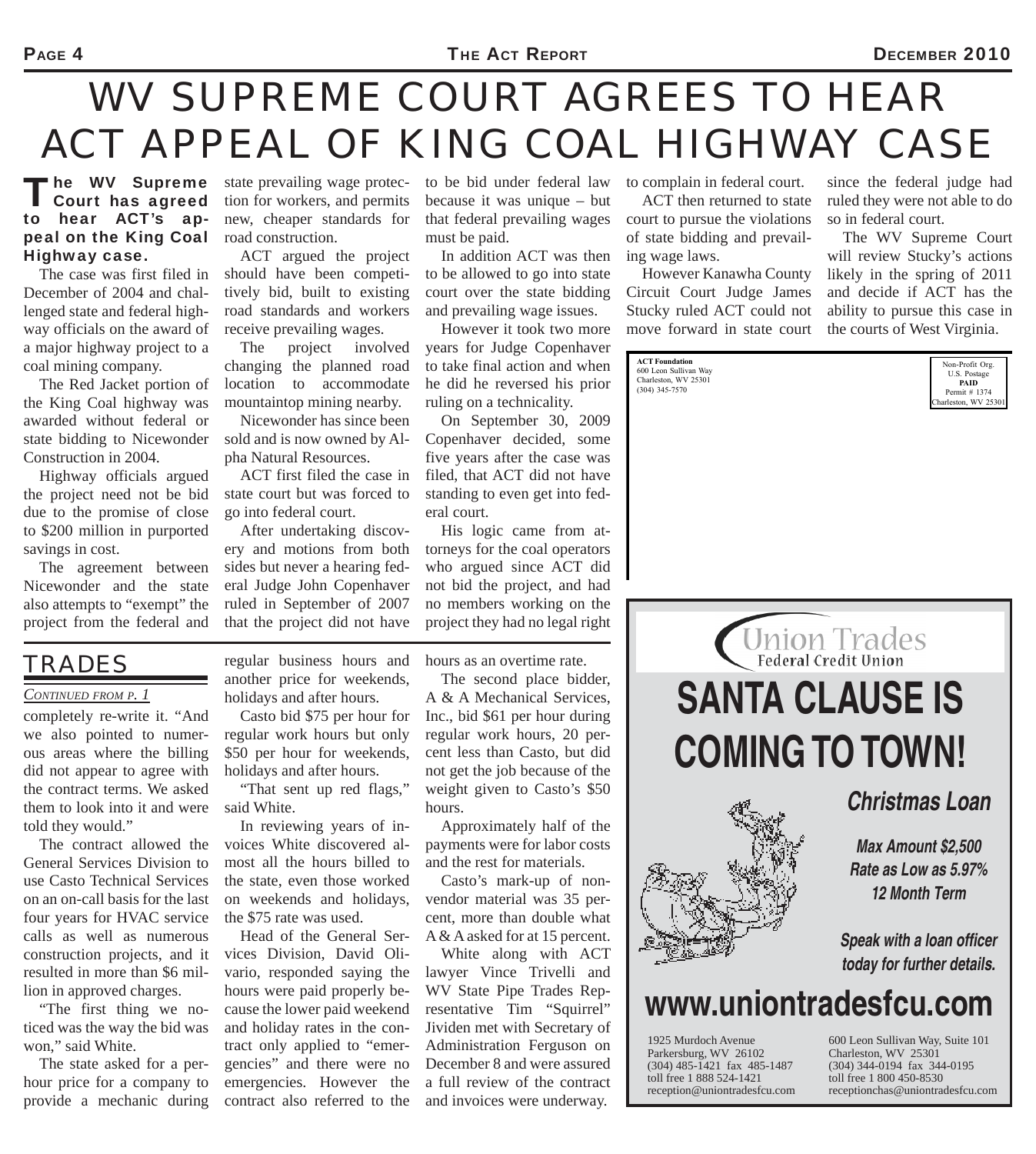# WV SUPREME COURT AGREES TO HEAR ACT APPEAL OF KING COAL HIGHWAY CASE

**The WV Supreme Court has agreed to hear ACT's appeal on the King Coal Highway case.**

The case was first filed in December of 2004 and challenged state and federal highway officials on the award of a major highway project to a coal mining company.

The Red Jacket portion of the King Coal highway was awarded without federal or state bidding to Nicewonder Construction in 2004.

Highway officials argued the project need not be bid due to the promise of close to $200 million in purported savings in cost.

The agreement between Nicewonder and the state also attempts to "exempt" the project from the federal and state prevailing wage protection for workers, and permits new, cheaper standards for road construction.

ACT argued the project should have been competitively bid, built to existing road standards and workers receive prevailing wages.

The project involved changing the planned road location to accommodate mountaintop mining nearby.

Nicewonder has since been sold and is now owned by Alpha Natural Resources.

ACT first filed the case in state court but was forced to go into federal court.

After undertaking discovery and motions from both sides but never a hearing federal Judge John Copenhaver ruled in September of 2007 that the project did not have to be bid under federal law because it was unique – but that federal prevailing wages must be paid.

In addition ACT was then to be allowed to go into state court over the state bidding and prevailing wage issues.

However it took two more years for Judge Copenhaver to take final action and when he did he reversed his prior ruling on a technicality.

On September 30, 2009 Copenhaver decided, some five years after the case was filed, that ACT did not have standing to even get into federal court.

His logic came from attorneys for the coal operators who argued since ACT did not bid the project, and had no members working on the project they had no legal right to complain in federal court.

ACT then returned to state court to pursue the violations of state bidding and prevailing wage laws.

However Kanawha County Circuit Court Judge James Stucky ruled ACT could not move forward in state court since the federal judge had ruled they were not able to do so in federal court.

The WV Supreme Court will review Stucky's actions likely in the spring of 2011 and decide if ACT has the ability to pursue this case in the courts of West Virginia.

ACT Foundation
600 Leon Sullivan Way
Charleston, WV 25301
(304) 345-7570

Non-Profit Org.
U.S. Postage
**PAID**
Permit # 1374
Charleston, WV 25301

## TRADES

*CONTINUED FROM P. 1*

completely re-write it. "And we also pointed to numerous areas where the billing did not appear to agree with the contract terms. We asked them to look into it and were told they would."

The contract allowed the General Services Division to use Casto Technical Services on an on-call basis for the last four years for HVAC service calls as well as numerous construction projects, and it resulted in more than $6 million in approved charges.

"The first thing we noticed was the way the bid was won," said White.

The state asked for a per-hour price for a company to provide a mechanic during regular business hours and another price for weekends, holidays and after hours.

Casto bid $75 per hour for regular work hours but only $50 per hour for weekends, holidays and after hours.

"That sent up red flags," said White.

In reviewing years of invoices White discovered almost all the hours billed to the state, even those worked on weekends and holidays, the $75 rate was used.

Head of the General Services Division, David Olivario, responded saying the hours were paid properly because the lower paid weekend and holiday rates in the contract only applied to "emergencies" and there were no emergencies. However the contract also referred to the hours as an overtime rate.

The second place bidder, A & A Mechanical Services, Inc., bid $61 per hour during regular work hours, 20 percent less than Casto, but did not get the job because of the weight given to Casto's $50 hours.

Approximately half of the payments were for labor costs and the rest for materials.

Casto's mark-up of non-vendor material was 35 percent, more than double what A & A asked for at 15 percent.

White along with ACT lawyer Vince Trivelli and WV State Pipe Trades Representative Tim "Squirrel" Jividen met with Secretary of Administration Ferguson on December 8 and were assured a full review of the contract and invoices were underway.

Union Trades
Federal Credit Union

**SANTA CLAUSE IS COMING TO TOWN!**

***Christmas Loan***

***Max Amount $2,500***
***Rate as Low as 5.97%***
***12 Month Term***

***Speak with a loan officer today for further details.***

**www.uniontradesfcu.com**

1925 Murdoch Avenue
Parkersburg, WV 26102
(304) 485-1421 fax 485-1487
toll free 1 888 524-1421
reception@uniontradesfcu.com

600 Leon Sullivan Way, Suite 101
Charleston, WV 25301
(304) 344-0194 fax 344-0195
toll free 1 800 450-8530
receptionchas@uniontradesfcu.com